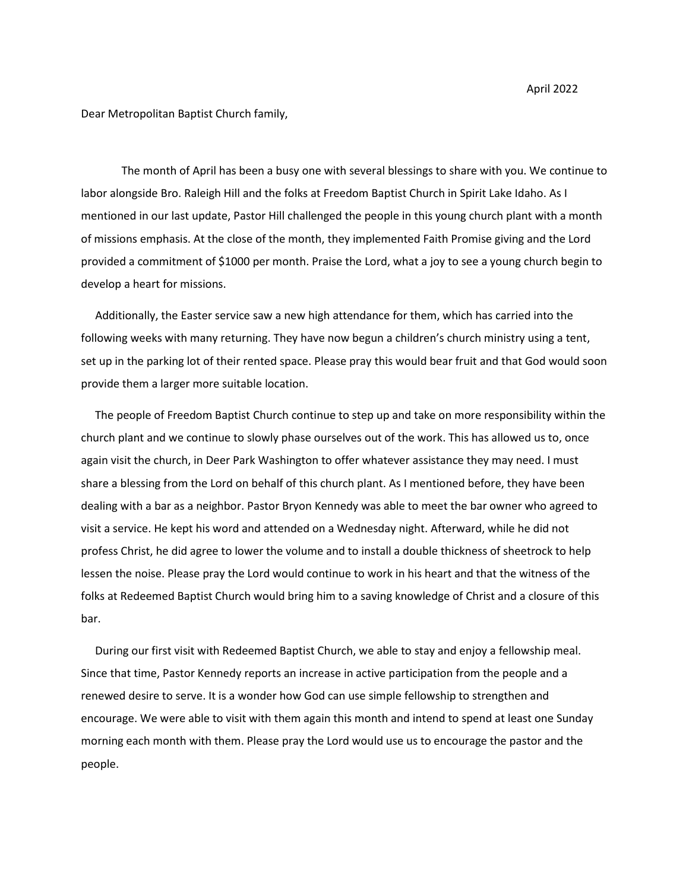April 2022

Dear Metropolitan Baptist Church family,

The month of April has been a busy one with several blessings to share with you. We continue to labor alongside Bro. Raleigh Hill and the folks at Freedom Baptist Church in Spirit Lake Idaho. As I mentioned in our last update, Pastor Hill challenged the people in this young church plant with a month of missions emphasis. At the close of the month, they implemented Faith Promise giving and the Lord provided a commitment of $1000 per month. Praise the Lord, what a joy to see a young church begin to develop a heart for missions.

Additionally, the Easter service saw a new high attendance for them, which has carried into the following weeks with many returning. They have now begun a children's church ministry using a tent, set up in the parking lot of their rented space. Please pray this would bear fruit and that God would soon provide them a larger more suitable location.

The people of Freedom Baptist Church continue to step up and take on more responsibility within the church plant and we continue to slowly phase ourselves out of the work. This has allowed us to, once again visit the church, in Deer Park Washington to offer whatever assistance they may need. I must share a blessing from the Lord on behalf of this church plant. As I mentioned before, they have been dealing with a bar as a neighbor. Pastor Bryon Kennedy was able to meet the bar owner who agreed to visit a service. He kept his word and attended on a Wednesday night. Afterward, while he did not profess Christ, he did agree to lower the volume and to install a double thickness of sheetrock to help lessen the noise. Please pray the Lord would continue to work in his heart and that the witness of the folks at Redeemed Baptist Church would bring him to a saving knowledge of Christ and a closure of this bar.

During our first visit with Redeemed Baptist Church, we able to stay and enjoy a fellowship meal. Since that time, Pastor Kennedy reports an increase in active participation from the people and a renewed desire to serve. It is a wonder how God can use simple fellowship to strengthen and encourage. We were able to visit with them again this month and intend to spend at least one Sunday morning each month with them. Please pray the Lord would use us to encourage the pastor and the people.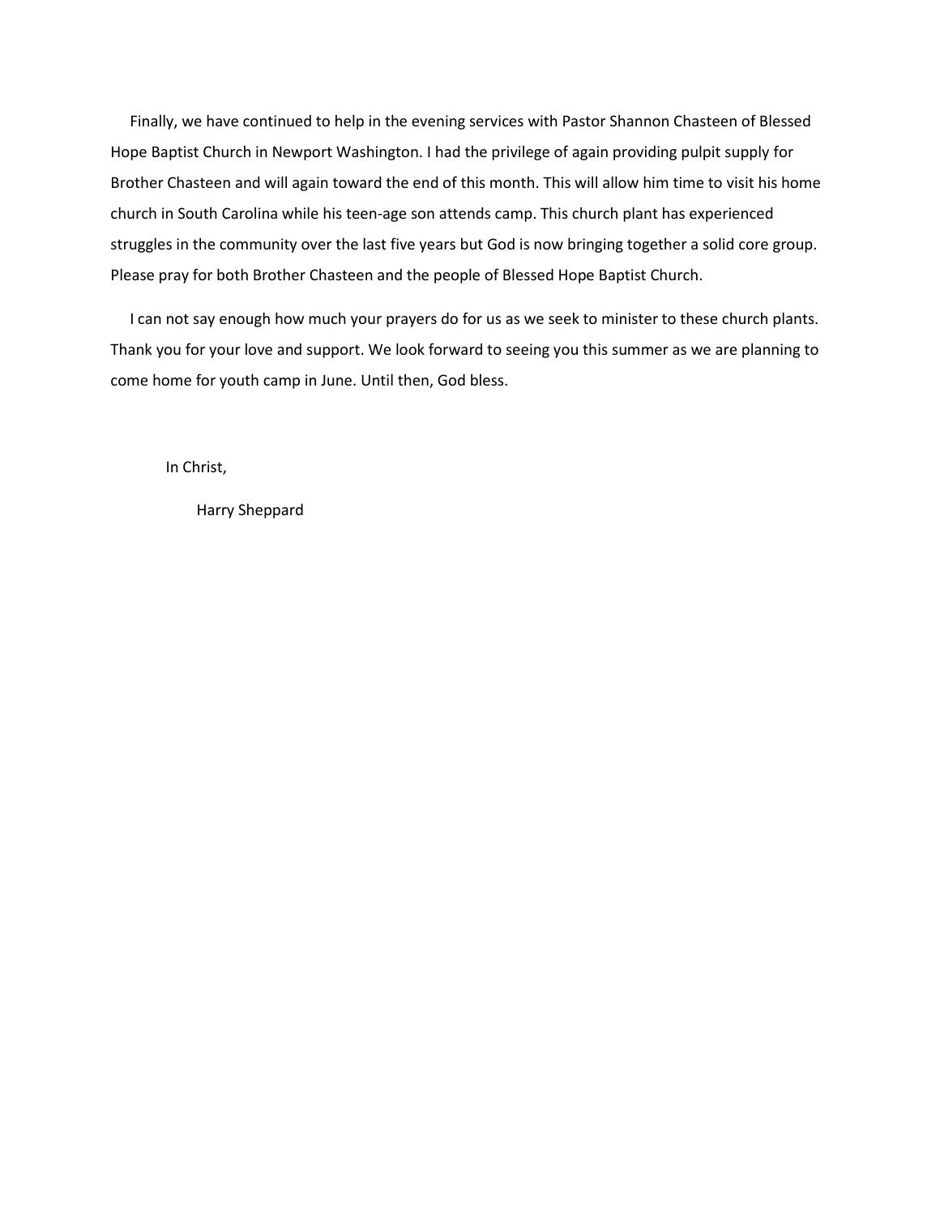Finally, we have continued to help in the evening services with Pastor Shannon Chasteen of Blessed Hope Baptist Church in Newport Washington. I had the privilege of again providing pulpit supply for Brother Chasteen and will again toward the end of this month. This will allow him time to visit his home church in South Carolina while his teen-age son attends camp. This church plant has experienced struggles in the community over the last five years but God is now bringing together a solid core group. Please pray for both Brother Chasteen and the people of Blessed Hope Baptist Church.

I can not say enough how much your prayers do for us as we seek to minister to these church plants. Thank you for your love and support. We look forward to seeing you this summer as we are planning to come home for youth camp in June. Until then, God bless.

In Christ,

Harry Sheppard